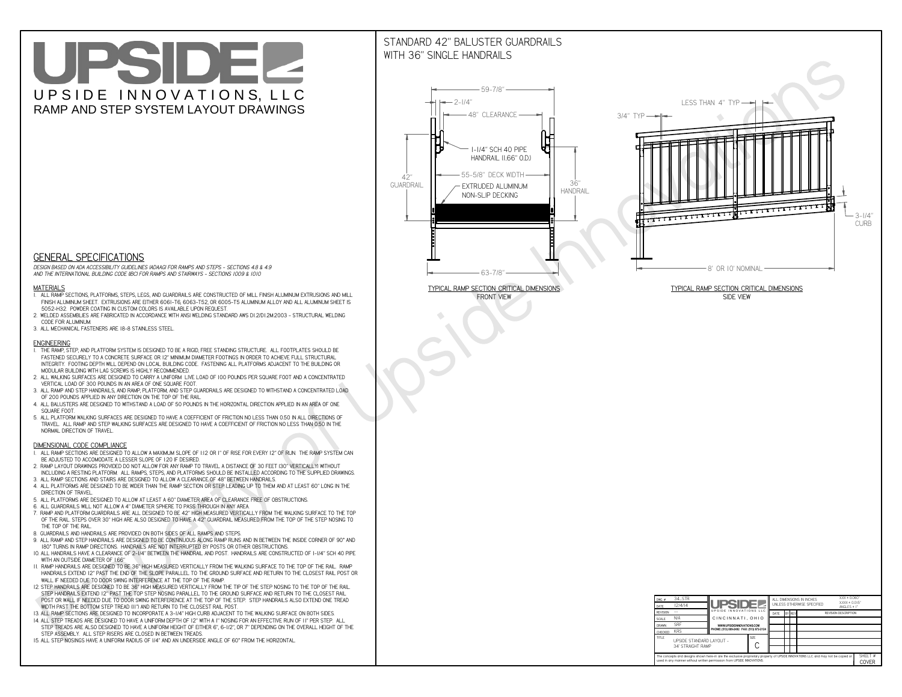# UPSIDE

UPSIDE INNOVATIONS, LLC

RAMP AND STEP SYSTEM LAYOUT DRAWINGS

## GENERAL SPECIFICATIONS

*DESIGN BASED ON ADA ACCESSIBILITY GUIDELINES (ADAAG) FOR RAMPS AND STEPS - SECTIONS 4.8 & 4.9 AND THE INTERNATIONAL BUILDING CODE (IBC) FOR RAMPS AND STAIRWAYS - SECTIONS 1009 & 1010*

### MATERIALS

1. ALL RAMP SECTIONS, PLATFORMS, STEPS, LEGS, AND GUARDRAILS ARE CONSTRUCTED OF MILL FINISH ALUMINUM EXTRUSIONS AND MILL FINISH ALUMINUM SHEET. EXTRUSIONS ARE EITHER 6061-T6, 6063-T52, OR 6005-T5 ALUMINUM ALLOY AND ALL ALUMINUM SHEET IS 5052-H32. POWDER COATING IN CUSTOM COLORS IS AVAILABLE UPON REQUEST.
2. WELDED ASSEMBLIES ARE FABRICATED IN ACCORDANCE WITH ANSI WELDING STANDARD AWS D1.2/D1.2M:2003 - STRUCTURAL WELDING CODE FOR ALUMINUM.
3. ALL MECHANICAL FASTENERS ARE 18-8 STAINLESS STEEL.

### ENGINEERING

1. THE RAMP, STEP, AND PLATFORM SYSTEM IS DESIGNED TO BE A RIGID, FREE STANDING STRUCTURE. ALL FOOTPLATES SHOULD BE FASTENED SECURELY TO A CONCRETE SURFACE OR 12" MINIMUM DIAMETER FOOTINGS IN ORDER TO ACHIEVE FULL STRUCTURAL INTEGRITY. FOOTING DEPTH WILL DEPEND ON LOCAL BUILDING CODE. FASTENING ALL PLATFORMS ADJACENT TO THE BUILDING OR MODULAR BUILDING WITH LAG SCREWS IS HIGHLY RECOMMENDED.
2. ALL WALKING SURFACES ARE DESIGNED TO CARRY A UNIFORM LIVE LOAD OF 100 POUNDS PER SQUARE FOOT AND A CONCENTRATED VERTICAL LOAD OF 300 POUNDS IN AN AREA OF ONE SQUARE FOOT.
3. ALL RAMP AND STEP HANDRAILS, AND RAMP, PLATFORM, AND STEP GUARDRAILS ARE DESIGNED TO WITHSTAND A CONCENTRATED LOAD OF 200 POUNDS APPLIED IN ANY DIRECTION ON THE TOP OF THE RAIL.
4. ALL BALUSTERS ARE DESIGNED TO WITHSTAND A LOAD OF 50 POUNDS IN THE HORIZONTAL DIRECTION APPLIED IN AN AREA OF ONE SQUARE FOOT.
5. ALL PLATFORM WALKING SURFACES ARE DESIGNED TO HAVE A COEFFICIENT OF FRICTION NO LESS THAN 0.50 IN ALL DIRECTIONS OF TRAVEL. ALL RAMP AND STEP WALKING SURFACES ARE DESIGNED TO HAVE A COEFFICIENT OF FRICTION NO LESS THAN 0.50 IN THE NORMAL DIRECTION OF TRAVEL.

### DIMENSIONAL CODE COMPLIANCE

1. ALL RAMP SECTIONS ARE DESIGNED TO ALLOW A MAXIMUM SLOPE OF 1:12 OR 1" OF RISE FOR EVERY 12" OF RUN. THE RAMP SYSTEM CAN BE ADJUSTED TO ACCOMODATE A LESSER SLOPE OF 1:20 IF DESIRED.
2. RAMP LAYOUT DRAWINGS PROVIDED DO NOT ALLOW FOR ANY RAMP TO TRAVEL A DISTANCE OF 30 FEET (30" VERTICALLY) WITHOUT INCLUDING A RESTING PLATFORM. ALL RAMPS, STEPS, AND PLATFORMS SHOULD BE INSTALLED ACCORDING TO THE SUPPLIED DRAWINGS.
3. ALL RAMP SECTIONS AND STAIRS ARE DESIGNED TO ALLOW A CLEARANCE OF 48" BETWEEN HANDRAILS.
4. ALL PLATFORMS ARE DESIGNED TO BE WIDER THAN THE RAMP SECTION OR STEP LEADING UP TO THEM AND AT LEAST 60" LONG IN THE DIRECTION OF TRAVEL.
5. ALL PLATFORMS ARE DESIGNED TO ALLOW AT LEAST A 60" DIAMETER AREA OF CLEARANCE FREE OF OBSTRUCTIONS.
6. ALL GUARDRAILS WILL NOT ALLOW A 4" DIAMETER SPHERE TO PASS THROUGH IN ANY AREA.
7. RAMP AND PLATFORM GUARDRAILS ARE ALL DESIGNED TO BE 42" HIGH MEASURED VERTICALLY FROM THE WALKING SURFACE TO THE TOP OF THE RAIL. STEPS OVER 30" HIGH ARE ALSO DESIGNED TO HAVE A 42" GUARDRAIL MEASURED FROM THE TOP OF THE STEP NOSING TO THE TOP OF THE RAIL.
8. GUARDRAILS AND HANDRAILS ARE PROVIDED ON BOTH SIDES OF ALL RAMPS AND STEPS.
9. ALL RAMP AND STEP HANDRAILS ARE DESIGNED TO BE CONTINUOUS ALONG RAMP RUNS AND IN BETWEEN THE INSIDE CORNER OF 90° AND 180° TURNS IN RAMP DIRECTIONS. HANDRAILS ARE NOT INTERRUPTED BY POSTS OR OTHER OBSTRUCTIONS.
10. ALL HANDRAILS HAVE A CLEARANCE OF 2-1/4" BETWEEN THE HANDRAIL AND POST. HANDRAILS ARE CONSTRUCTED OF 1-1/4" SCH 40 PIPE WITH AN OUTSIDE DIAMETER OF 1.66"
11. RAMP HANDRAILS ARE DESIGNED TO BE 36" HIGH MEASURED VERTICALLY FROM THE WALKING SURFACE TO THE TOP OF THE RAIL. RAMP HANDRAILS EXTEND 12" PAST THE END OF THE SLOPE PARALLEL TO THE GROUND SURFACE AND RETURN TO THE CLOSEST RAIL POST OR WALL IF NEEDED DUE TO DOOR SWING INTERFERENCE AT THE TOP OF THE RAMP.
12. STEP HANDRAILS ARE DESIGNED TO BE 36" HIGH MEASURED VERTICALLY FROM THE TIP OF THE STEP NOSING TO THE TOP OF THE RAIL. STEP HANDRAILS EXTEND 12" PAST THE TOP STEP NOSING PARALLEL TO THE GROUND SURFACE AND RETURN TO THE CLOSEST RAIL POST OR WALL IF NEEDED DUE TO DOOR SWING INTERFERENCE AT THE TOP OF THE STEP. STEP HANDRAILS ALSO EXTEND ONE TREAD WIDTH PAST THE BOTTOM STEP TREAD (11") AND RETURN TO THE CLOSEST RAIL POST.
13. ALL RAMP SECTIONS ARE DESIGNED TO INCORPORATE A 3-1/4" HIGH CURB ADJACENT TO THE WALKING SURFACE ON BOTH SIDES.
14. ALL STEP TREADS ARE DESIGNED TO HAVE A UNIFORM DEPTH OF 12" WITH A 1" NOSING FOR AN EFFECTIVE RUN OF 11" PER STEP. ALL STEP TREADS ARE ALSO DESIGNED TO HAVE A UNIFORM HEIGHT OF EITHER 6", 6-1/2", OR 7" DEPENDING ON THE OVERALL HEIGHT OF THE STEP ASSEMBLY. ALL STEP RISERS ARE CLOSED IN BETWEEN TREADS.
15. ALL STEP NOSINGS HAVE A UNIFORM RADIUS OF 1/4" AND AN UNDERSIDE ANGLE OF 60° FROM THE HORIZONTAL.

## STANDARD 42" BALUSTER GUARDRAILS WITH 36" SINGLE HANDRAILS

59-7/8" · 2-1/4" · 48" CLEARANCE · 1-1/4" SCH 40 PIPE HANDRAIL (1.66" O.D.) · 42" GUARDRAIL · 55-5/8" DECK WIDTH · EXTRUDED ALUMINUM NON-SLIP DECKING · 36" HANDRAIL · 63-7/8"

TYPICAL RAMP SECTION: CRITICAL DIMENSIONS
FRONT VIEW

LESS THAN 4" TYP · 3/4" TYP · 3-1/4" CURB · 8' OR 10' NOMINAL

TYPICAL RAMP SECTION: CRITICAL DIMENSIONS
SIDE VIEW

| | | | |
|---|---|---|---|
| DWG # | 34_STR | ALL DIMENSIONS IN INCHES UNLESS OTHERWISE SPECIFIED | XXX = 0.060" XXXX = 0.015" ANGLES = 1° |
| DATE | 12/4/14 | | |
| REVISION | --- | | |
| SCALE | N/A | UPSIDE INNOVATIONS LLC CINCINNATI, OHIO | |
| DRAWN | SRF | WWW.UPSIDEINNOVATIONS.COM PHONE: (513) 889-2492 FAX: (513) 672-2124 | |
| CHECKED | KRS | | |
| TITLE | UPSIDE STANDARD LAYOUT - 34' STRAIGHT RAMP | SIZE C | |

| DATE | BY | REV | REVISION DESCRIPTION |
|---|---|---|---|

The concepts and designs shown here-in are the exclusive proprietary property of UPSIDE INNOVATIONS LLC and may not be copied or used in any manner without written permission from UPSIDE INNOVATIONS.

SHEET # COVER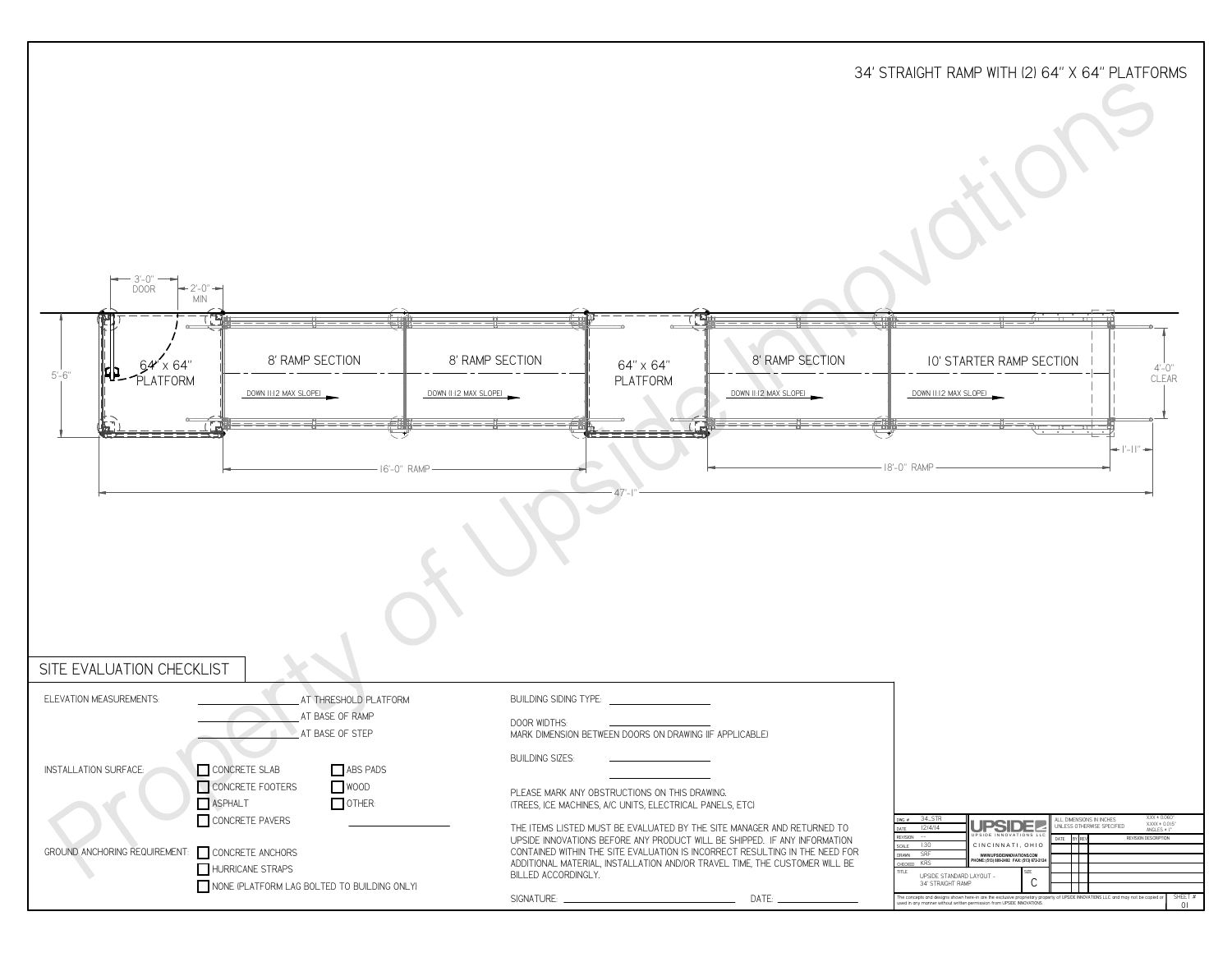# 34' STRAIGHT RAMP WITH (2) 64" X 64" PLATFORMS

3'-0" DOOR

2'-0" MIN

5'-6"

64" x 64" PLATFORM

8' RAMP SECTION

DOWN (1:12 MAX SLOPE)

8' RAMP SECTION

DOWN (1:12 MAX SLOPE)

64" x 64" PLATFORM

8' RAMP SECTION

DOWN (1:12 MAX SLOPE)

10' STARTER RAMP SECTION

DOWN (1:12 MAX SLOPE)

4'-0" CLEAR

1'-11"

16'-0" RAMP

18'-0" RAMP

47'-1"

Property of Upside Innovations

## SITE EVALUATION CHECKLIST

ELEVATION MEASUREMENTS: ____________ AT THRESHOLD PLATFORM

____________ AT BASE OF RAMP

____________ AT BASE OF STEP

INSTALLATION SURFACE:

- ☐ CONCRETE SLAB
- ☐ CONCRETE FOOTERS
- ☐ ASPHALT
- ☐ CONCRETE PAVERS
- ☐ ABS PADS
- ☐ WOOD
- ☐ OTHER ____________

GROUND ANCHORING REQUIREMENT:

- ☐ CONCRETE ANCHORS
- ☐ HURRICANE STRAPS
- ☐ NONE (PLATFORM LAG BOLTED TO BUILDING ONLY)

BUILDING SIDING TYPE: ____________

DOOR WIDTHS: ____________
MARK DIMENSION BETWEEN DOORS ON DRAWING (IF APPLICABLE)

BUILDING SIZES: ____________

____________

PLEASE MARK ANY OBSTRUCTIONS ON THIS DRAWING.
(TREES, ICE MACHINES, A/C UNITS, ELECTRICAL PANELS, ETC)

THE ITEMS LISTED MUST BE EVALUATED BY THE SITE MANAGER AND RETURNED TO UPSIDE INNOVATIONS BEFORE ANY PRODUCT WILL BE SHIPPED. IF ANY INFORMATION CONTAINED WITHIN THE SITE EVALUATION IS INCORRECT RESULTING IN THE NEED FOR ADDITIONAL MATERIAL, INSTALLATION AND/OR TRAVEL TIME, THE CUSTOMER WILL BE BILLED ACCORDINGLY.

SIGNATURE: ____________________ DATE: ____________

| | |
|---|---|
| DWG # | 34_STR |
| DATE | 12/4/14 |
| REVISION | --- |
| SCALE | 1:30 |
| DRAWN | SRF |
| CHECKED | KRS |
| TITLE | UPSIDE STANDARD LAYOUT - 34' STRAIGHT RAMP |
| SIZE | C |

UPSIDE INNOVATIONS LLC
CINCINNATI, OHIO
WWW.UPSIDEINNOVATIONS.COM
PHONE: (513) 889-2492 FAX: (513) 672-2124

ALL DIMENSIONS IN INCHES UNLESS OTHERWISE SPECIFIED
X.XX ± 0.060"
X.XXX ± 0.015"
ANGLES ± 1°

| DATE | BY | REV | REVISION DESCRIPTION |
|---|---|---|---|

The concepts and designs shown here-in are the exclusive proprietary property of UPSIDE INNOVATIONS LLC and may not be copied or used in any manner without written permission from UPSIDE INNOVATIONS.

SHEET # 01